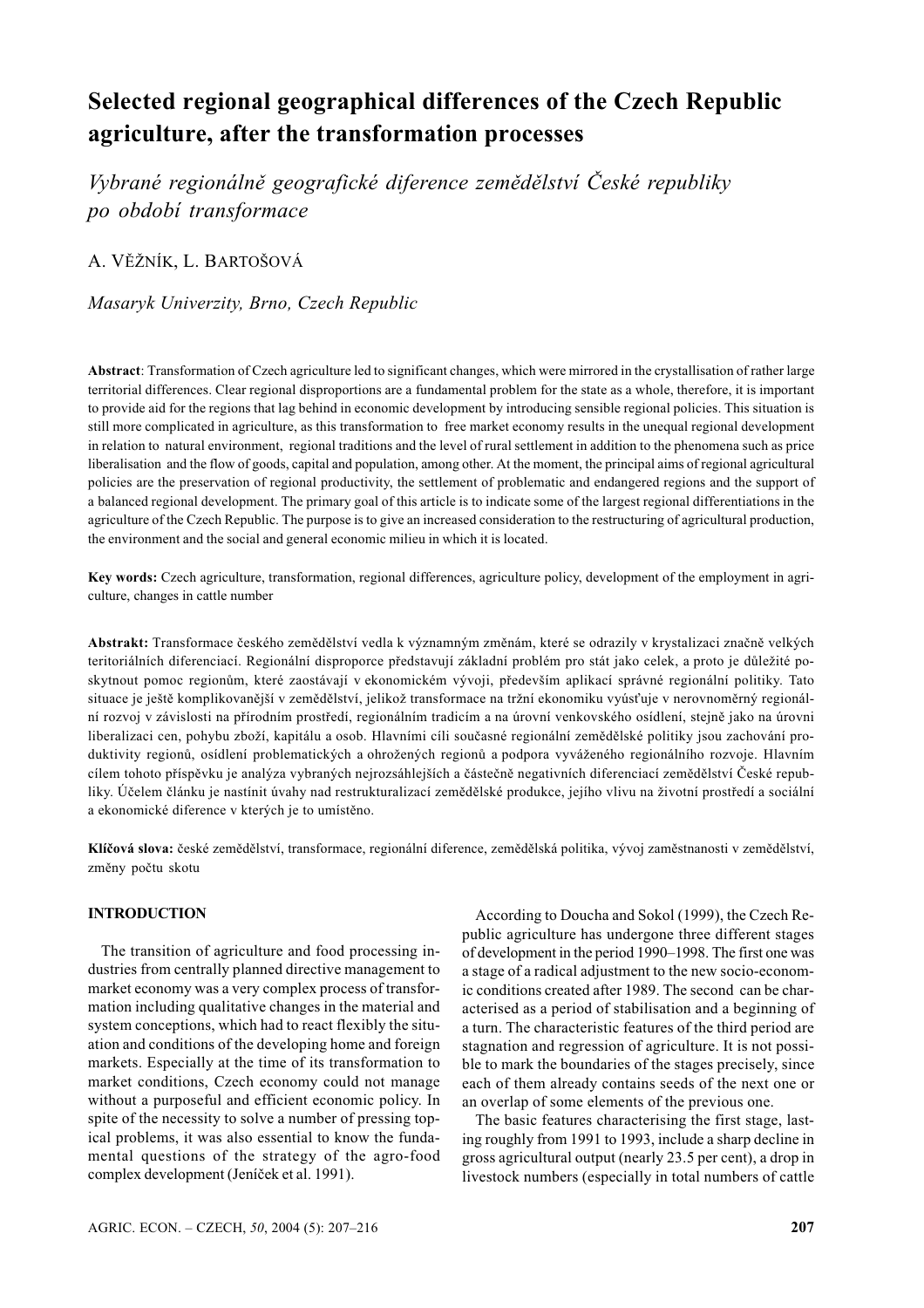# Selected regional geographical differences of the Czech Republic agriculture, after the transformation processes

*Vybrané regionálně geografické diference zemědělství České republiky po období transformace*

A. VĚŽNÍK, L. BARTOŠOVÁ

*Masaryk Univerzity, Brno, Czech Republic*

**Abstract**: Transformation of Czech agriculture led to significant changes, which were mirrored in the crystallisation of rather large territorial differences. Clear regional disproportions are a fundamental problem for the state as a whole, therefore, it is important to provide aid for the regions that lag behind in economic development by introducing sensible regional policies. This situation is still more complicated in agriculture, as this transformation to free market economy results in the unequal regional development in relation to natural environment, regional traditions and the level of rural settlement in addition to the phenomena such as price liberalisation and the flow of goods, capital and population, among other. At the moment, the principal aims of regional agricultural policies are the preservation of regional productivity, the settlement of problematic and endangered regions and the support of a balanced regional development. The primary goal of this article is to indicate some of the largest regional differentiations in the agriculture of the Czech Republic. The purpose is to give an increased consideration to the restructuring of agricultural production, the environment and the social and general economic milieu in which it is located.

**Key words:** Czech agriculture, transformation, regional differences, agriculture policy, development of the employment in agriculture, changes in cattle number

**Abstrakt:** Transformace českého zemědělství vedla k významným změnám, které se odrazily v krystalizaci značně velkých teritoriálních diferenciací. Regionální disproporce představují základní problém pro stát jako celek, a proto je důležité poskytnout pomoc regionům, které zaostávají v ekonomickém vývoji, především aplikací správné regionální politiky. Tato situace je ještě komplikovanější v zemědělství, jelikož transformace na tržní ekonomiku vyúsťuje v nerovnoměrný regionální rozvoj v závislosti na přírodním prostředí, regionálním tradicím a na úrovni venkovského osídlení, stejně jako na úrovni liberalizaci cen, pohybu zboží, kapitálu a osob. Hlavními cíli současné regionální zemědělské politiky jsou zachování produktivity regionů, osídlení problematických a ohrožených regionů a podpora vyváženého regionálního rozvoje. Hlavním cílem tohoto příspěvku je analýza vybraných nejrozsáhlejších a částečně negativních diferenciací zemědělství České republiky. Účelem článku je nastínit úvahy nad restrukturalizací zemědělské produkce, jejího vlivu na životní prostředí a sociální a ekonomické diference v kterých je to umístěno.

**Klíčová slova:** české zemědělství, transformace, regionální diference, zemědělská politika, vývoj zaměstnanosti v zemědělství, změny počtu skotu

## INTRODUCTION

The transition of agriculture and food processing industries from centrally planned directive management to market economy was a very complex process of transformation including qualitative changes in the material and system conceptions, which had to react flexibly the situation and conditions of the developing home and foreign markets. Especially at the time of its transformation to market conditions, Czech economy could not manage without a purposeful and efficient economic policy. In spite of the necessity to solve a number of pressing topical problems, it was also essential to know the fundamental questions of the strategy of the agro-food complex development (Jeníček et al. 1991).

According to Doucha and Sokol (1999), the Czech Republic agriculture has undergone three different stages of development in the period 1990–1998. The first one was a stage of a radical adjustment to the new socio-economic conditions created after 1989. The second can be characterised as a period of stabilisation and a beginning of a turn. The characteristic features of the third period are stagnation and regression of agriculture. It is not possible to mark the boundaries of the stages precisely, since each of them already contains seeds of the next one or an overlap of some elements of the previous one.

The basic features characterising the first stage, lasting roughly from 1991 to 1993, include a sharp decline in gross agricultural output (nearly 23.5 per cent), a drop in livestock numbers (especially in total numbers of cattle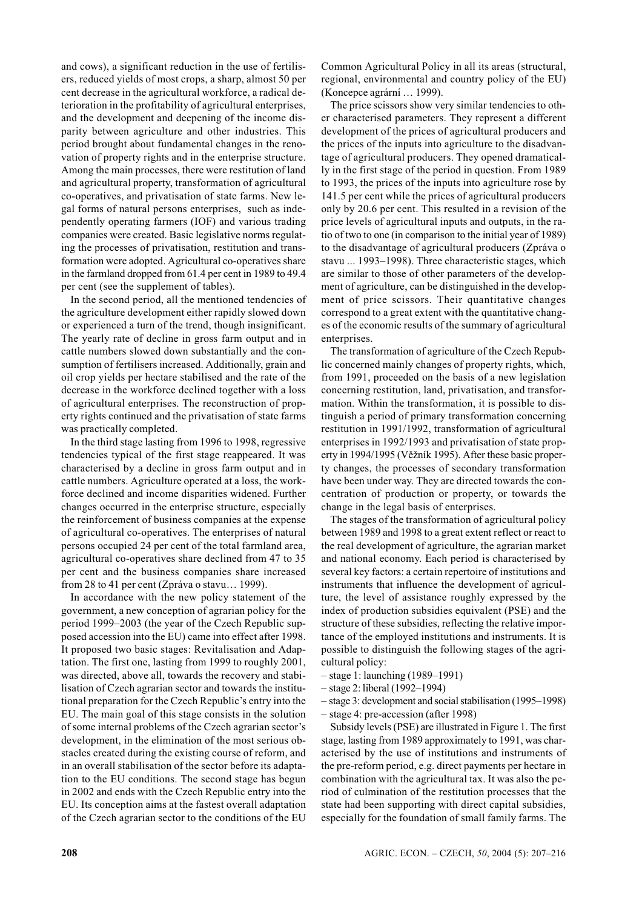and cows), a significant reduction in the use of fertilisers, reduced yields of most crops, a sharp, almost 50 per cent decrease in the agricultural workforce, a radical deterioration in the profitability of agricultural enterprises, and the development and deepening of the income disparity between agriculture and other industries. This period brought about fundamental changes in the renovation of property rights and in the enterprise structure. Among the main processes, there were restitution of land and agricultural property, transformation of agricultural co-operatives, and privatisation of state farms. New legal forms of natural persons enterprises, such as independently operating farmers (IOF) and various trading companies were created. Basic legislative norms regulating the processes of privatisation, restitution and transformation were adopted. Agricultural co-operatives share in the farmland dropped from 61.4 per cent in 1989 to 49.4 per cent (see the supplement of tables).

In the second period, all the mentioned tendencies of the agriculture development either rapidly slowed down or experienced a turn of the trend, though insignificant. The yearly rate of decline in gross farm output and in cattle numbers slowed down substantially and the consumption of fertilisers increased. Additionally, grain and oil crop yields per hectare stabilised and the rate of the decrease in the workforce declined together with a loss of agricultural enterprises. The reconstruction of property rights continued and the privatisation of state farms was practically completed.

In the third stage lasting from 1996 to 1998, regressive tendencies typical of the first stage reappeared. It was characterised by a decline in gross farm output and in cattle numbers. Agriculture operated at a loss, the workforce declined and income disparities widened. Further changes occurred in the enterprise structure, especially the reinforcement of business companies at the expense of agricultural co-operatives. The enterprises of natural persons occupied 24 per cent of the total farmland area, agricultural co-operatives share declined from 47 to 35 per cent and the business companies share increased from 28 to 41 per cent (Zpráva o stavu… 1999).

In accordance with the new policy statement of the government, a new conception of agrarian policy for the period 1999–2003 (the year of the Czech Republic supposed accession into the EU) came into effect after 1998. It proposed two basic stages: Revitalisation and Adaptation. The first one, lasting from 1999 to roughly 2001, was directed, above all, towards the recovery and stabilisation of Czech agrarian sector and towards the institutional preparation for the Czech Republic's entry into the EU. The main goal of this stage consists in the solution of some internal problems of the Czech agrarian sector's development, in the elimination of the most serious obstacles created during the existing course of reform, and in an overall stabilisation of the sector before its adaptation to the EU conditions. The second stage has begun in 2002 and ends with the Czech Republic entry into the EU. Its conception aims at the fastest overall adaptation of the Czech agrarian sector to the conditions of the EU Common Agricultural Policy in all its areas (structural, regional, environmental and country policy of the EU) (Koncepce agrární … 1999).

The price scissors show very similar tendencies to other characterised parameters. They represent a different development of the prices of agricultural producers and the prices of the inputs into agriculture to the disadvantage of agricultural producers. They opened dramatically in the first stage of the period in question. From 1989 to 1993, the prices of the inputs into agriculture rose by 141.5 per cent while the prices of agricultural producers only by 20.6 per cent. This resulted in a revision of the price levels of agricultural inputs and outputs, in the ratio of two to one (in comparison to the initial year of 1989) to the disadvantage of agricultural producers (Zpráva o stavu ... 1993–1998). Three characteristic stages, which are similar to those of other parameters of the development of agriculture, can be distinguished in the development of price scissors. Their quantitative changes correspond to a great extent with the quantitative changes of the economic results of the summary of agricultural enterprises.

The transformation of agriculture of the Czech Republic concerned mainly changes of property rights, which, from 1991, proceeded on the basis of a new legislation concerning restitution, land, privatisation, and transformation. Within the transformation, it is possible to distinguish a period of primary transformation concerning restitution in 1991/1992, transformation of agricultural enterprises in 1992/1993 and privatisation of state property in 1994/1995 (Věžník 1995). After these basic property changes, the processes of secondary transformation have been under way. They are directed towards the concentration of production or property, or towards the change in the legal basis of enterprises.

The stages of the transformation of agricultural policy between 1989 and 1998 to a great extent reflect or react to the real development of agriculture, the agrarian market and national economy. Each period is characterised by several key factors: a certain repertoire of institutions and instruments that influence the development of agriculture, the level of assistance roughly expressed by the index of production subsidies equivalent (PSE) and the structure of these subsidies, reflecting the relative importance of the employed institutions and instruments. It is possible to distinguish the following stages of the agricultural policy:

– stage 1: launching (1989–1991)
– stage 2: liberal (1992–1994)
– stage 3: development and social stabilisation (1995–1998)
– stage 4: pre-accession (after 1998)

Subsidy levels (PSE) are illustrated in Figure 1. The first stage, lasting from 1989 approximately to 1991, was characterised by the use of institutions and instruments of the pre-reform period, e.g. direct payments per hectare in combination with the agricultural tax. It was also the period of culmination of the restitution processes that the state had been supporting with direct capital subsidies, especially for the foundation of small family farms. The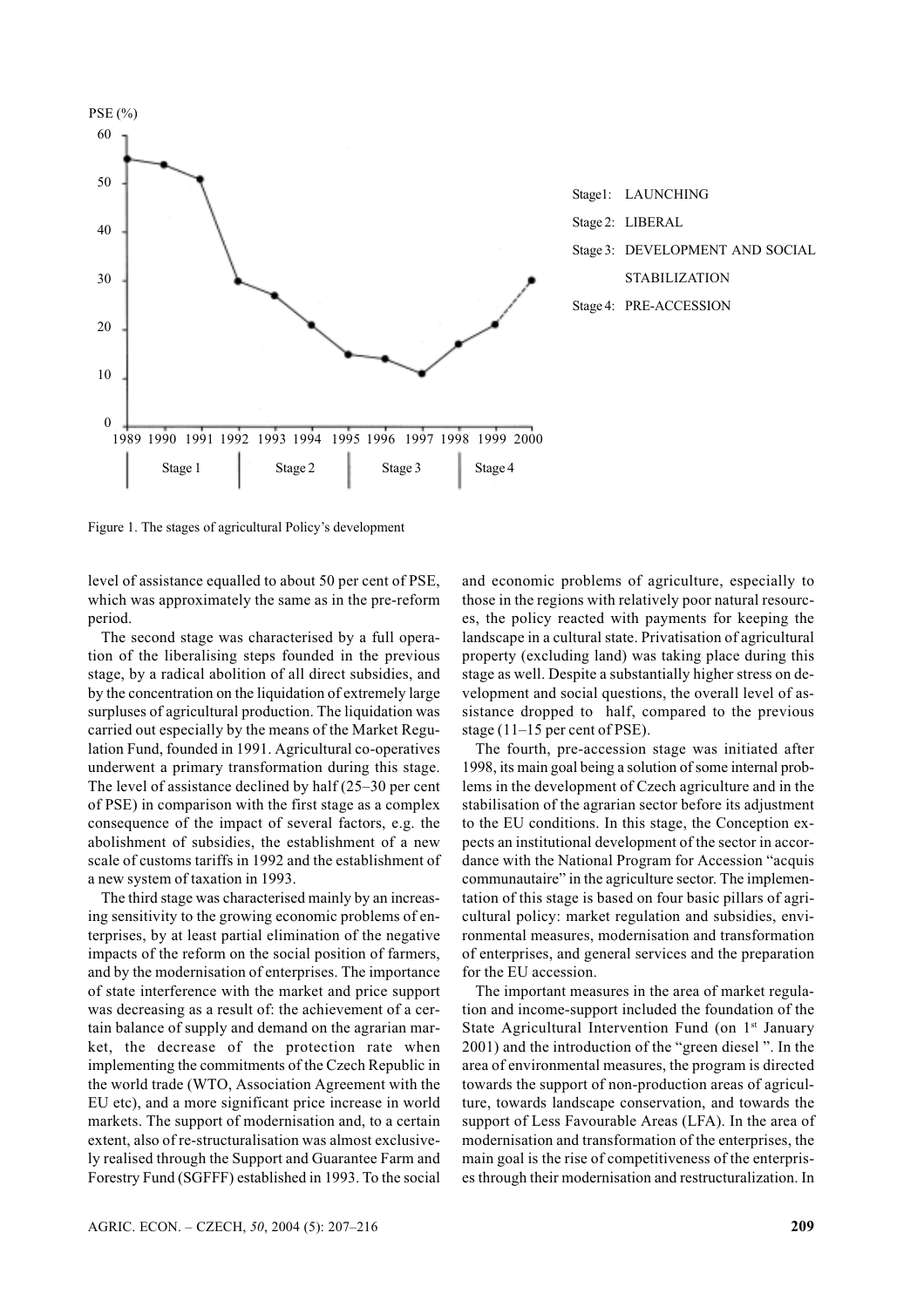Figure 1. The stages of agricultural Policy's development

level of assistance equalled to about 50 per cent of PSE, which was approximately the same as in the pre-reform period.

The second stage was characterised by a full operation of the liberalising steps founded in the previous stage, by a radical abolition of all direct subsidies, and by the concentration on the liquidation of extremely large surpluses of agricultural production. The liquidation was carried out especially by the means of the Market Regulation Fund, founded in 1991. Agricultural co-operatives underwent a primary transformation during this stage. The level of assistance declined by half (25–30 per cent of PSE) in comparison with the first stage as a complex consequence of the impact of several factors, e.g. the abolishment of subsidies, the establishment of a new scale of customs tariffs in 1992 and the establishment of a new system of taxation in 1993.

The third stage was characterised mainly by an increasing sensitivity to the growing economic problems of enterprises, by at least partial elimination of the negative impacts of the reform on the social position of farmers, and by the modernisation of enterprises. The importance of state interference with the market and price support was decreasing as a result of: the achievement of a certain balance of supply and demand on the agrarian market, the decrease of the protection rate when implementing the commitments of the Czech Republic in the world trade (WTO, Association Agreement with the EU etc), and a more significant price increase in world markets. The support of modernisation and, to a certain extent, also of re-structuralisation was almost exclusively realised through the Support and Guarantee Farm and Forestry Fund (SGFFF) established in 1993. To the social and economic problems of agriculture, especially to those in the regions with relatively poor natural resources, the policy reacted with payments for keeping the landscape in a cultural state. Privatisation of agricultural property (excluding land) was taking place during this stage as well. Despite a substantially higher stress on development and social questions, the overall level of assistance dropped to half, compared to the previous stage (11–15 per cent of PSE).

The fourth, pre-accession stage was initiated after 1998, its main goal being a solution of some internal problems in the development of Czech agriculture and in the stabilisation of the agrarian sector before its adjustment to the EU conditions. In this stage, the Conception expects an institutional development of the sector in accordance with the National Program for Accession "acquis communautaire" in the agriculture sector. The implementation of this stage is based on four basic pillars of agricultural policy: market regulation and subsidies, environmental measures, modernisation and transformation of enterprises, and general services and the preparation for the EU accession.

The important measures in the area of market regulation and income-support included the foundation of the State Agricultural Intervention Fund (on 1st January 2001) and the introduction of the "green diesel ". In the area of environmental measures, the program is directed towards the support of non-production areas of agriculture, towards landscape conservation, and towards the support of Less Favourable Areas (LFA). In the area of modernisation and transformation of the enterprises, the main goal is the rise of competitiveness of the enterprises through their modernisation and restructuralization. In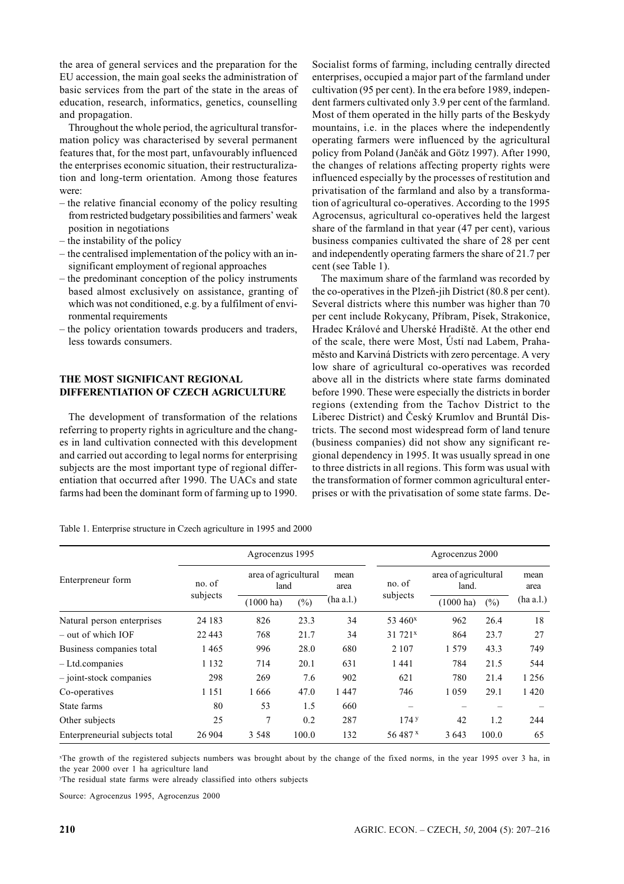the area of general services and the preparation for the EU accession, the main goal seeks the administration of basic services from the part of the state in the areas of education, research, informatics, genetics, counselling and propagation.

Throughout the whole period, the agricultural transformation policy was characterised by several permanent features that, for the most part, unfavourably influenced the enterprises economic situation, their restructuralization and long-term orientation. Among those features were:

- the relative financial economy of the policy resulting from restricted budgetary possibilities and farmers' weak position in negotiations
- the instability of the policy
- the centralised implementation of the policy with an insignificant employment of regional approaches
- the predominant conception of the policy instruments based almost exclusively on assistance, granting of which was not conditioned, e.g. by a fulfilment of environmental requirements
- the policy orientation towards producers and traders, less towards consumers.

## THE MOST SIGNIFICANT REGIONAL DIFFERENTIATION OF CZECH AGRICULTURE

The development of transformation of the relations referring to property rights in agriculture and the changes in land cultivation connected with this development and carried out according to legal norms for enterprising subjects are the most important type of regional differentiation that occurred after 1990. The UACs and state farms had been the dominant form of farming up to 1990. Socialist forms of farming, including centrally directed enterprises, occupied a major part of the farmland under cultivation (95 per cent). In the era before 1989, independent farmers cultivated only 3.9 per cent of the farmland. Most of them operated in the hilly parts of the Beskydy mountains, i.e. in the places where the independently operating farmers were influenced by the agricultural policy from Poland (Jančák and Götz 1997). After 1990, the changes of relations affecting property rights were influenced especially by the processes of restitution and privatisation of the farmland and also by a transformation of agricultural co-operatives. According to the 1995 Agrocensus, agricultural co-operatives held the largest share of the farmland in that year (47 per cent), various business companies cultivated the share of 28 per cent and independently operating farmers the share of 21.7 per cent (see Table 1).

The maximum share of the farmland was recorded by the co-operatives in the Plzeň-jih District (80.8 per cent). Several districts where this number was higher than 70 per cent include Rokycany, Příbram, Písek, Strakonice, Hradec Králové and Uherské Hradiště. At the other end of the scale, there were Most, Ústí nad Labem, Praha-město and Karviná Districts with zero percentage. A very low share of agricultural co-operatives was recorded above all in the districts where state farms dominated before 1990. These were especially the districts in border regions (extending from the Tachov District to the Liberec District) and Český Krumlov and Bruntál Districts. The second most widespread form of land tenure (business companies) did not show any significant regional dependency in 1995. It was usually spread in one to three districts in all regions. This form was usual with the transformation of former common agricultural enterprises or with the privatisation of some state farms. De-

Table 1. Enterprise structure in Czech agriculture in 1995 and 2000

| Enterpreneur form | Agrocenzus 1995 | | | | Agrocenzus 2000 | | | |
|---|---|---|---|---|---|---|---|---|
| | no. of subjects | area of agricultural land | | mean area | no. of subjects | area of agricultural land. | | mean area |
| | | (1000 ha) | (%) | (ha a.l.) | | (1000 ha) | (%) | (ha a.l.) |
| Natural person enterprises | 24 183 | 826 | 23.3 | 34 | 53 460[x] | 962 | 26.4 | 18 |
| – out of which IOF | 22 443 | 768 | 21.7 | 34 | 31 721[x] | 864 | 23.7 | 27 |
| Business companies total | 1 465 | 996 | 28.0 | 680 | 2 107 | 1 579 | 43.3 | 749 |
| – Ltd.companies | 1 132 | 714 | 20.1 | 631 | 1 441 | 784 | 21.5 | 544 |
| – joint-stock companies | 298 | 269 | 7.6 | 902 | 621 | 780 | 21.4 | 1 256 |
| Co-operatives | 1 151 | 1 666 | 47.0 | 1 447 | 746 | 1 059 | 29.1 | 1 420 |
| State farms | 80 | 53 | 1.5 | 660 | – | – | – | – |
| Other subjects | 25 | 7 | 0.2 | 287 | 174[y] | 42 | 1.2 | 244 |
| Enterpreneurial subjects total | 26 904 | 3 548 | 100.0 | 132 | 56 487[x] | 3 643 | 100.0 | 65 |

[x]The growth of the registered subjects numbers was brought about by the change of the fixed norms, in the year 1995 over 3 ha, in the year 2000 over 1 ha agriculture land

[y]The residual state farms were already classified into others subjects

Source: Agrocenzus 1995, Agrocenzus 2000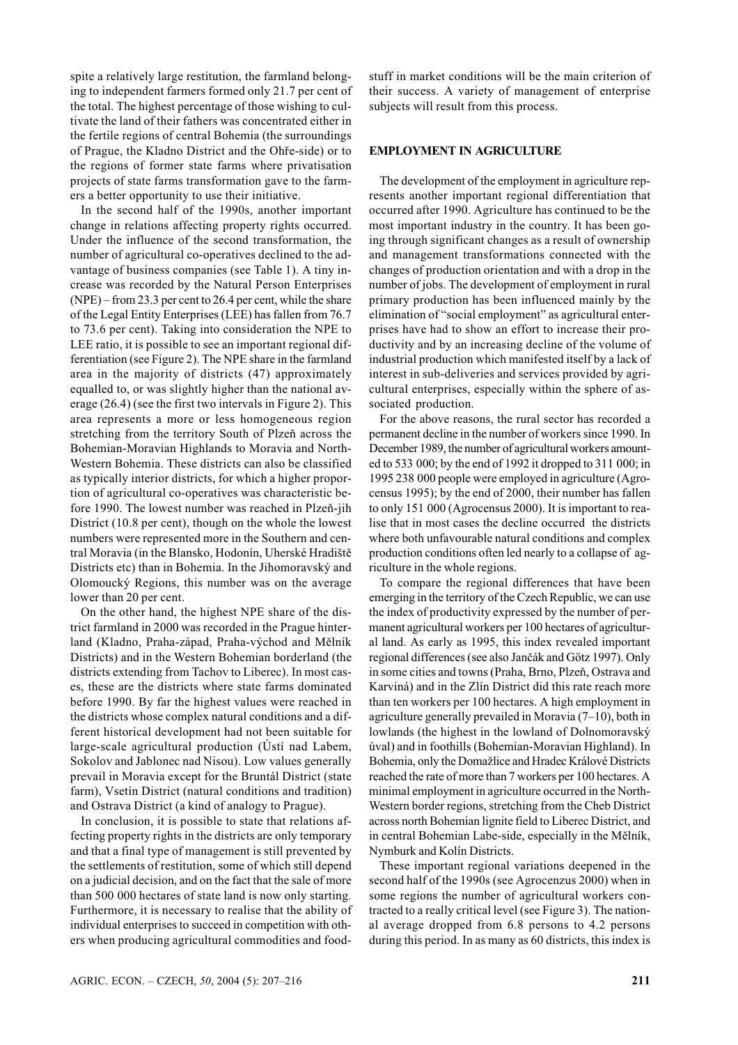spite a relatively large restitution, the farmland belonging to independent farmers formed only 21.7 per cent of the total. The highest percentage of those wishing to cultivate the land of their fathers was concentrated either in the fertile regions of central Bohemia (the surroundings of Prague, the Kladno District and the Ohře-side) or to the regions of former state farms where privatisation projects of state farms transformation gave to the farmers a better opportunity to use their initiative.

In the second half of the 1990s, another important change in relations affecting property rights occurred. Under the influence of the second transformation, the number of agricultural co-operatives declined to the advantage of business companies (see Table 1). A tiny increase was recorded by the Natural Person Enterprises (NPE) – from 23.3 per cent to 26.4 per cent, while the share of the Legal Entity Enterprises (LEE) has fallen from 76.7 to 73.6 per cent). Taking into consideration the NPE to LEE ratio, it is possible to see an important regional differentiation (see Figure 2). The NPE share in the farmland area in the majority of districts (47) approximately equalled to, or was slightly higher than the national average (26.4) (see the first two intervals in Figure 2). This area represents a more or less homogeneous region stretching from the territory South of Plzeň across the Bohemian-Moravian Highlands to Moravia and North-Western Bohemia. These districts can also be classified as typically interior districts, for which a higher proportion of agricultural co-operatives was characteristic before 1990. The lowest number was reached in Plzeň-jih District (10.8 per cent), though on the whole the lowest numbers were represented more in the Southern and central Moravia (in the Blansko, Hodonín, Uherské Hradiště Districts etc) than in Bohemia. In the Jihomoravský and Olomoucký Regions, this number was on the average lower than 20 per cent.

On the other hand, the highest NPE share of the district farmland in 2000 was recorded in the Prague hinterland (Kladno, Praha-západ, Praha-východ and Mělník Districts) and in the Western Bohemian borderland (the districts extending from Tachov to Liberec). In most cases, these are the districts where state farms dominated before 1990. By far the highest values were reached in the districts whose complex natural conditions and a different historical development had not been suitable for large-scale agricultural production (Ústí nad Labem, Sokolov and Jablonec nad Nisou). Low values generally prevail in Moravia except for the Bruntál District (state farm), Vsetín District (natural conditions and tradition) and Ostrava District (a kind of analogy to Prague).

In conclusion, it is possible to state that relations affecting property rights in the districts are only temporary and that a final type of management is still prevented by the settlements of restitution, some of which still depend on a judicial decision, and on the fact that the sale of more than 500 000 hectares of state land is now only starting. Furthermore, it is necessary to realise that the ability of individual enterprises to succeed in competition with others when producing agricultural commodities and foodstuff in market conditions will be the main criterion of their success. A variety of management of enterprise subjects will result from this process.

## EMPLOYMENT IN AGRICULTURE

The development of the employment in agriculture represents another important regional differentiation that occurred after 1990. Agriculture has continued to be the most important industry in the country. It has been going through significant changes as a result of ownership and management transformations connected with the changes of production orientation and with a drop in the number of jobs. The development of employment in rural primary production has been influenced mainly by the elimination of "social employment" as agricultural enterprises have had to show an effort to increase their productivity and by an increasing decline of the volume of industrial production which manifested itself by a lack of interest in sub-deliveries and services provided by agricultural enterprises, especially within the sphere of associated production.

For the above reasons, the rural sector has recorded a permanent decline in the number of workers since 1990. In December 1989, the number of agricultural workers amounted to 533 000; by the end of 1992 it dropped to 311 000; in 1995 238 000 people were employed in agriculture (Agrocensus 1995); by the end of 2000, their number has fallen to only 151 000 (Agrocensus 2000). It is important to realise that in most cases the decline occurred the districts where both unfavourable natural conditions and complex production conditions often led nearly to a collapse of agriculture in the whole regions.

To compare the regional differences that have been emerging in the territory of the Czech Republic, we can use the index of productivity expressed by the number of permanent agricultural workers per 100 hectares of agricultural land. As early as 1995, this index revealed important regional differences (see also Jančák and Götz 1997). Only in some cities and towns (Praha, Brno, Plzeň, Ostrava and Karviná) and in the Zlín District did this rate reach more than ten workers per 100 hectares. A high employment in agriculture generally prevailed in Moravia (7–10), both in lowlands (the highest in the lowland of Dolnomoravský úval) and in foothills (Bohemian-Moravian Highland). In Bohemia, only the Domažlice and Hradec Králové Districts reached the rate of more than 7 workers per 100 hectares. A minimal employment in agriculture occurred in the North-Western border regions, stretching from the Cheb District across north Bohemian lignite field to Liberec District, and in central Bohemian Labe-side, especially in the Mělník, Nymburk and Kolín Districts.

These important regional variations deepened in the second half of the 1990s (see Agrocenzus 2000) when in some regions the number of agricultural workers contracted to a really critical level (see Figure 3). The national average dropped from 6.8 persons to 4.2 persons during this period. In as many as 60 districts, this index is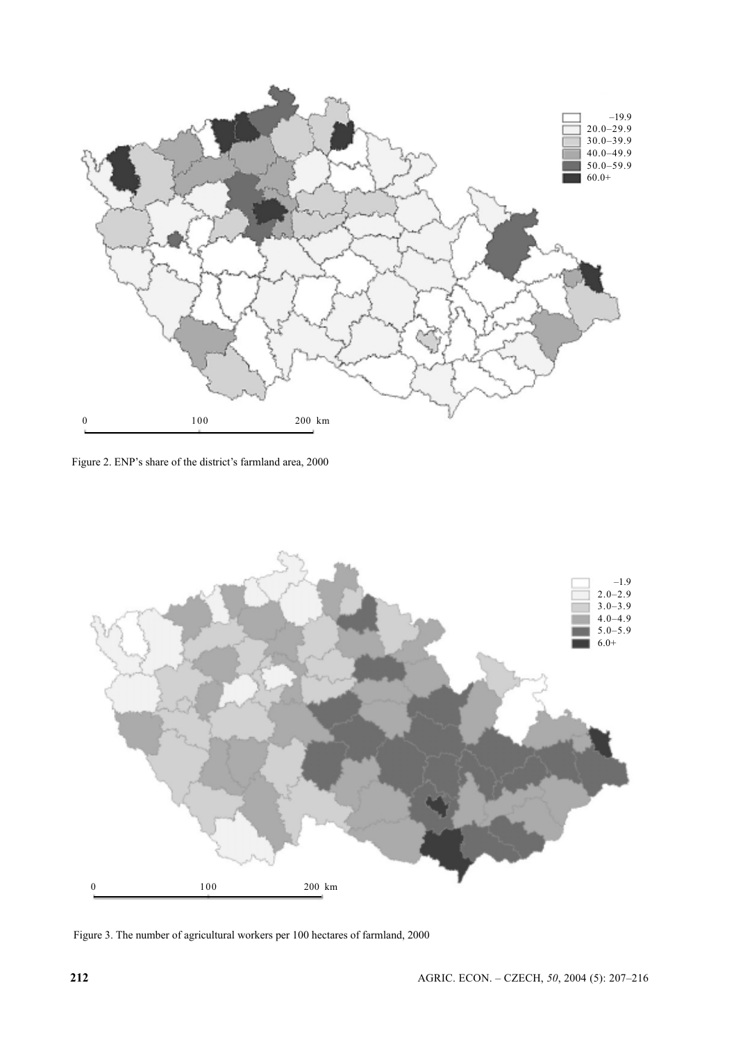Figure 2. ENP's share of the district's farmland area, 2000

Figure 3. The number of agricultural workers per 100 hectares of farmland, 2000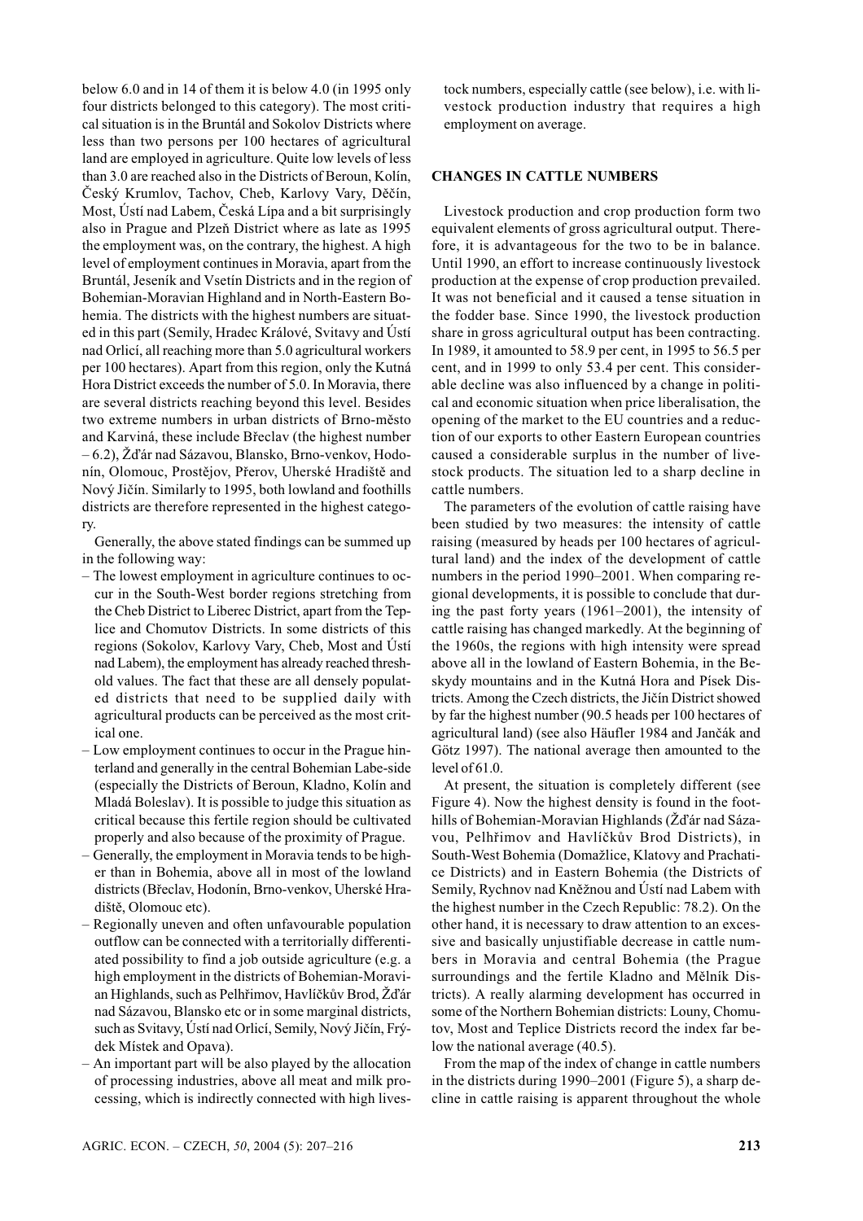below 6.0 and in 14 of them it is below 4.0 (in 1995 only four districts belonged to this category). The most critical situation is in the Bruntál and Sokolov Districts where less than two persons per 100 hectares of agricultural land are employed in agriculture. Quite low levels of less than 3.0 are reached also in the Districts of Beroun, Kolín, Český Krumlov, Tachov, Cheb, Karlovy Vary, Děčín, Most, Ústí nad Labem, Česká Lípa and a bit surprisingly also in Prague and Plzeň District where as late as 1995 the employment was, on the contrary, the highest. A high level of employment continues in Moravia, apart from the Bruntál, Jeseník and Vsetín Districts and in the region of Bohemian-Moravian Highland and in North-Eastern Bohemia. The districts with the highest numbers are situated in this part (Semily, Hradec Králové, Svitavy and Ústí nad Orlicí, all reaching more than 5.0 agricultural workers per 100 hectares). Apart from this region, only the Kutná Hora District exceeds the number of 5.0. In Moravia, there are several districts reaching beyond this level. Besides two extreme numbers in urban districts of Brno-město and Karviná, these include Břeclav (the highest number – 6.2), Žďár nad Sázavou, Blansko, Brno-venkov, Hodonín, Olomouc, Prostějov, Přerov, Uherské Hradiště and Nový Jičín. Similarly to 1995, both lowland and foothills districts are therefore represented in the highest category.

Generally, the above stated findings can be summed up in the following way:

- The lowest employment in agriculture continues to occur in the South-West border regions stretching from the Cheb District to Liberec District, apart from the Teplice and Chomutov Districts. In some districts of this regions (Sokolov, Karlovy Vary, Cheb, Most and Ústí nad Labem), the employment has already reached threshold values. The fact that these are all densely populated districts that need to be supplied daily with agricultural products can be perceived as the most critical one.
- Low employment continues to occur in the Prague hinterland and generally in the central Bohemian Labe-side (especially the Districts of Beroun, Kladno, Kolín and Mladá Boleslav). It is possible to judge this situation as critical because this fertile region should be cultivated properly and also because of the proximity of Prague.
- Generally, the employment in Moravia tends to be higher than in Bohemia, above all in most of the lowland districts (Břeclav, Hodonín, Brno-venkov, Uherské Hradiště, Olomouc etc).
- Regionally uneven and often unfavourable population outflow can be connected with a territorially differentiated possibility to find a job outside agriculture (e.g. a high employment in the districts of Bohemian-Moravian Highlands, such as Pelhřimov, Havlíčkův Brod, Žďár nad Sázavou, Blansko etc or in some marginal districts, such as Svitavy, Ústí nad Orlicí, Semily, Nový Jičín, Frýdek Místek and Opava).
- An important part will be also played by the allocation of processing industries, above all meat and milk processing, which is indirectly connected with high livestock numbers, especially cattle (see below), i.e. with livestock production industry that requires a high employment on average.

## CHANGES IN CATTLE NUMBERS

Livestock production and crop production form two equivalent elements of gross agricultural output. Therefore, it is advantageous for the two to be in balance. Until 1990, an effort to increase continuously livestock production at the expense of crop production prevailed. It was not beneficial and it caused a tense situation in the fodder base. Since 1990, the livestock production share in gross agricultural output has been contracting. In 1989, it amounted to 58.9 per cent, in 1995 to 56.5 per cent, and in 1999 to only 53.4 per cent. This considerable decline was also influenced by a change in political and economic situation when price liberalisation, the opening of the market to the EU countries and a reduction of our exports to other Eastern European countries caused a considerable surplus in the number of livestock products. The situation led to a sharp decline in cattle numbers.

The parameters of the evolution of cattle raising have been studied by two measures: the intensity of cattle raising (measured by heads per 100 hectares of agricultural land) and the index of the development of cattle numbers in the period 1990–2001. When comparing regional developments, it is possible to conclude that during the past forty years (1961–2001), the intensity of cattle raising has changed markedly. At the beginning of the 1960s, the regions with high intensity were spread above all in the lowland of Eastern Bohemia, in the Beskydy mountains and in the Kutná Hora and Písek Districts. Among the Czech districts, the Jičín District showed by far the highest number (90.5 heads per 100 hectares of agricultural land) (see also Häufler 1984 and Jančák and Götz 1997). The national average then amounted to the level of 61.0.

At present, the situation is completely different (see Figure 4). Now the highest density is found in the foothills of Bohemian-Moravian Highlands (Žďár nad Sázavou, Pelhřimov and Havlíčkův Brod Districts), in South-West Bohemia (Domažlice, Klatovy and Prachatice Districts) and in Eastern Bohemia (the Districts of Semily, Rychnov nad Kněžnou and Ústí nad Labem with the highest number in the Czech Republic: 78.2). On the other hand, it is necessary to draw attention to an excessive and basically unjustifiable decrease in cattle numbers in Moravia and central Bohemia (the Prague surroundings and the fertile Kladno and Mělník Districts). A really alarming development has occurred in some of the Northern Bohemian districts: Louny, Chomutov, Most and Teplice Districts record the index far below the national average (40.5).

From the map of the index of change in cattle numbers in the districts during 1990–2001 (Figure 5), a sharp decline in cattle raising is apparent throughout the whole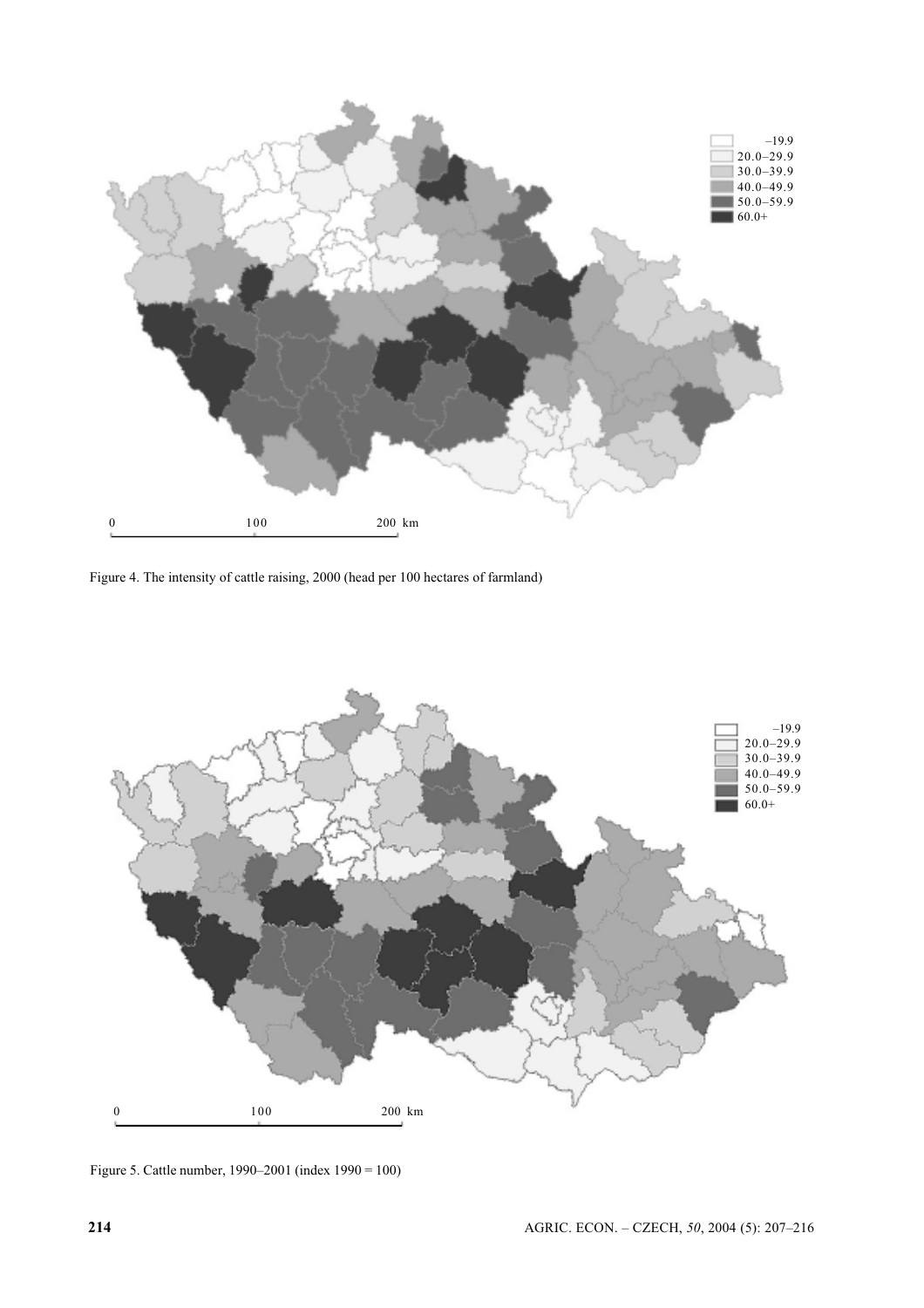Figure 4. The intensity of cattle raising, 2000 (head per 100 hectares of farmland)

Figure 5. Cattle number, 1990–2001 (index 1990 = 100)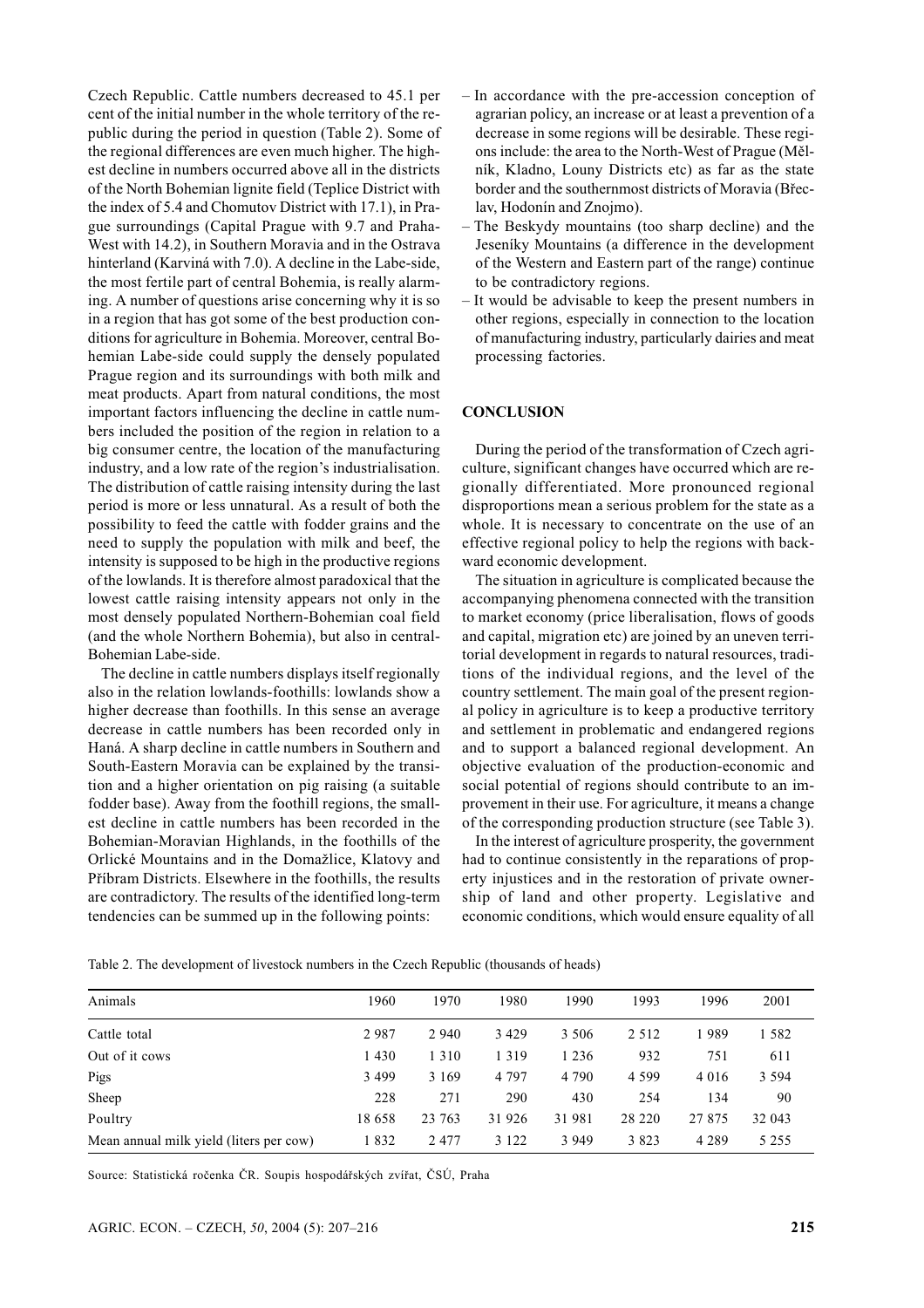Czech Republic. Cattle numbers decreased to 45.1 per cent of the initial number in the whole territory of the republic during the period in question (Table 2). Some of the regional differences are even much higher. The highest decline in numbers occurred above all in the districts of the North Bohemian lignite field (Teplice District with the index of 5.4 and Chomutov District with 17.1), in Prague surroundings (Capital Prague with 9.7 and Praha-West with 14.2), in Southern Moravia and in the Ostrava hinterland (Karviná with 7.0). A decline in the Labe-side, the most fertile part of central Bohemia, is really alarming. A number of questions arise concerning why it is so in a region that has got some of the best production conditions for agriculture in Bohemia. Moreover, central Bohemian Labe-side could supply the densely populated Prague region and its surroundings with both milk and meat products. Apart from natural conditions, the most important factors influencing the decline in cattle numbers included the position of the region in relation to a big consumer centre, the location of the manufacturing industry, and a low rate of the region's industrialisation. The distribution of cattle raising intensity during the last period is more or less unnatural. As a result of both the possibility to feed the cattle with fodder grains and the need to supply the population with milk and beef, the intensity is supposed to be high in the productive regions of the lowlands. It is therefore almost paradoxical that the lowest cattle raising intensity appears not only in the most densely populated Northern-Bohemian coal field (and the whole Northern Bohemia), but also in central-Bohemian Labe-side.

The decline in cattle numbers displays itself regionally also in the relation lowlands-foothills: lowlands show a higher decrease than foothills. In this sense an average decrease in cattle numbers has been recorded only in Haná. A sharp decline in cattle numbers in Southern and South-Eastern Moravia can be explained by the transition and a higher orientation on pig raising (a suitable fodder base). Away from the foothill regions, the smallest decline in cattle numbers has been recorded in the Bohemian-Moravian Highlands, in the foothills of the Orlické Mountains and in the Domažlice, Klatovy and Příbram Districts. Elsewhere in the foothills, the results are contradictory. The results of the identified long-term tendencies can be summed up in the following points:

– In accordance with the pre-accession conception of agrarian policy, an increase or at least a prevention of a decrease in some regions will be desirable. These regions include: the area to the North-West of Prague (Mělník, Kladno, Louny Districts etc) as far as the state border and the southernmost districts of Moravia (Břeclav, Hodonín and Znojmo).
– The Beskydy mountains (too sharp decline) and the Jeseníky Mountains (a difference in the development of the Western and Eastern part of the range) continue to be contradictory regions.
– It would be advisable to keep the present numbers in other regions, especially in connection to the location of manufacturing industry, particularly dairies and meat processing factories.

## CONCLUSION

During the period of the transformation of Czech agriculture, significant changes have occurred which are regionally differentiated. More pronounced regional disproportions mean a serious problem for the state as a whole. It is necessary to concentrate on the use of an effective regional policy to help the regions with backward economic development.

The situation in agriculture is complicated because the accompanying phenomena connected with the transition to market economy (price liberalisation, flows of goods and capital, migration etc) are joined by an uneven territorial development in regards to natural resources, traditions of the individual regions, and the level of the country settlement. The main goal of the present regional policy in agriculture is to keep a productive territory and settlement in problematic and endangered regions and to support a balanced regional development. An objective evaluation of the production-economic and social potential of regions should contribute to an improvement in their use. For agriculture, it means a change of the corresponding production structure (see Table 3).

In the interest of agriculture prosperity, the government had to continue consistently in the reparations of property injustices and in the restoration of private ownership of land and other property. Legislative and economic conditions, which would ensure equality of all

Table 2. The development of livestock numbers in the Czech Republic (thousands of heads)

| Animals | 1960 | 1970 | 1980 | 1990 | 1993 | 1996 | 2001 |
|---|---|---|---|---|---|---|---|
| Cattle total | 2 987 | 2 940 | 3 429 | 3 506 | 2 512 | 1 989 | 1 582 |
| Out of it cows | 1 430 | 1 310 | 1 319 | 1 236 | 932 | 751 | 611 |
| Pigs | 3 499 | 3 169 | 4 797 | 4 790 | 4 599 | 4 016 | 3 594 |
| Sheep | 228 | 271 | 290 | 430 | 254 | 134 | 90 |
| Poultry | 18 658 | 23 763 | 31 926 | 31 981 | 28 220 | 27 875 | 32 043 |
| Mean annual milk yield (liters per cow) | 1 832 | 2 477 | 3 122 | 3 949 | 3 823 | 4 289 | 5 255 |

Source: Statistická ročenka ČR. Soupis hospodářských zvířat, ČSÚ, Praha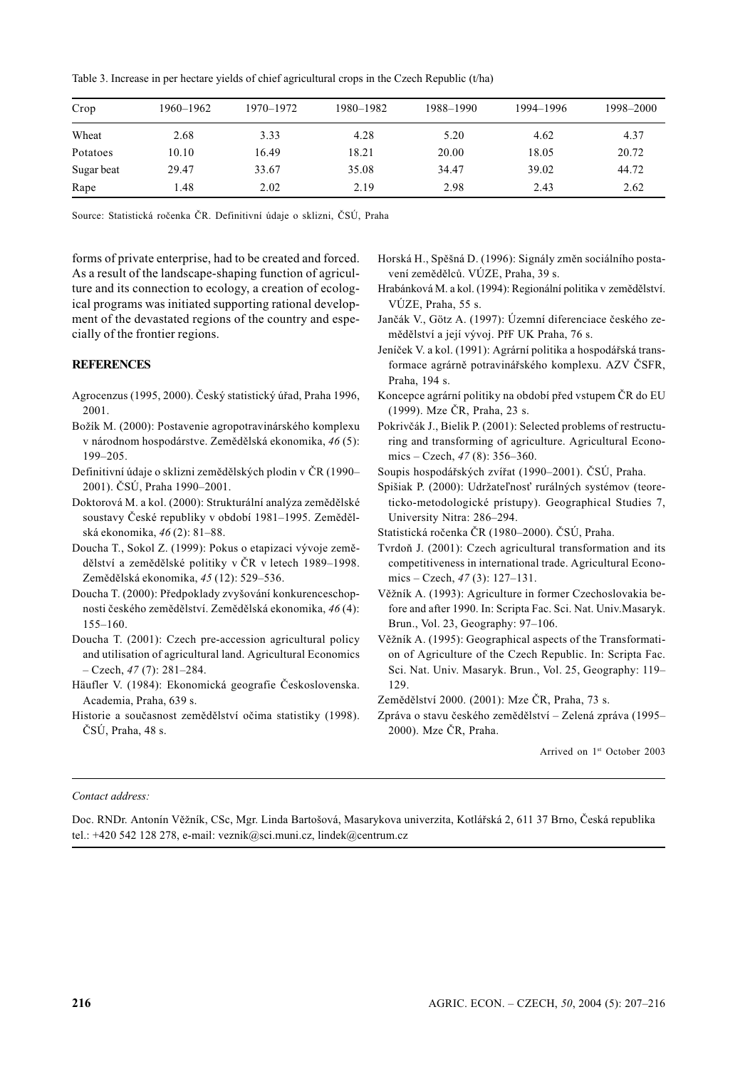Table 3. Increase in per hectare yields of chief agricultural crops in the Czech Republic (t/ha)

| Crop | 1960–1962 | 1970–1972 | 1980–1982 | 1988–1990 | 1994–1996 | 1998–2000 |
|---|---|---|---|---|---|---|
| Wheat | 2.68 | 3.33 | 4.28 | 5.20 | 4.62 | 4.37 |
| Potatoes | 10.10 | 16.49 | 18.21 | 20.00 | 18.05 | 20.72 |
| Sugar beat | 29.47 | 33.67 | 35.08 | 34.47 | 39.02 | 44.72 |
| Rape | 1.48 | 2.02 | 2.19 | 2.98 | 2.43 | 2.62 |

Source: Statistická ročenka ČR. Definitivní údaje o sklizni, ČSÚ, Praha

forms of private enterprise, had to be created and forced. As a result of the landscape-shaping function of agriculture and its connection to ecology, a creation of ecological programs was initiated supporting rational development of the devastated regions of the country and especially of the frontier regions.

## REFERENCES

Agrocenzus (1995, 2000). Český statistický úřad, Praha 1996, 2001.

Božík M. (2000): Postavenie agropotravinárskeho komplexu v národnom hospodárstve. Zemědělská ekonomika, *46* (5): 199–205.

Definitivní údaje o sklizni zemědělských plodin v ČR (1990–2001). ČSÚ, Praha 1990–2001.

Doktorová M. a kol. (2000): Strukturální analýza zemědělské soustavy České republiky v období 1981–1995. Zemědělská ekonomika, *46* (2): 81–88.

Doucha T., Sokol Z. (1999): Pokus o etapizaci vývoje zemědělství a zemědělské politiky v ČR v letech 1989–1998. Zemědělská ekonomika, *45* (12): 529–536.

Doucha T. (2000): Předpoklady zvyšování konkurenceschopnosti českého zemědělství. Zemědělská ekonomika, *46* (4): 155–160.

Doucha T. (2001): Czech pre-accession agricultural policy and utilisation of agricultural land. Agricultural Economics – Czech, *47* (7): 281–284.

Häufler V. (1984): Ekonomická geografie Československa. Academia, Praha, 639 s.

Historie a současnost zemědělství očima statistiky (1998). ČSÚ, Praha, 48 s.

Horská H., Spěšná D. (1996): Signály změn sociálního postavení zemědělců. VÚZE, Praha, 39 s.

Hrabánková M. a kol. (1994): Regionální politika v zemědělství. VÚZE, Praha, 55 s.

Jančák V., Götz A. (1997): Územní diferenciace českého zemědělství a její vývoj. PřF UK Praha, 76 s.

Jeníček V. a kol. (1991): Agrární politika a hospodářská transformace agrárně potravinářského komplexu. AZV ČSFR, Praha, 194 s.

Koncepce agrární politiky na období před vstupem ČR do EU (1999). Mze ČR, Praha, 23 s.

Pokrivčák J., Bielik P. (2001): Selected problems of restructuring and transforming of agriculture. Agricultural Economics – Czech, *47* (8): 356–360.

Soupis hospodářských zvířat (1990–2001). ČSÚ, Praha.

Spišiak P. (2000): Udržateľnosť rurálných systémov (teoreticko-metodologické prístupy). Geographical Studies 7, University Nitra: 286–294.

Statistická ročenka ČR (1980–2000). ČSÚ, Praha.

Tvrdoň J. (2001): Czech agricultural transformation and its competitiveness in international trade. Agricultural Economics – Czech, *47* (3): 127–131.

Věžník A. (1993): Agriculture in former Czechoslovakia before and after 1990. In: Scripta Fac. Sci. Nat. Univ.Masaryk. Brun., Vol. 23, Geography: 97–106.

Věžník A. (1995): Geographical aspects of the Transformation of Agriculture of the Czech Republic. In: Scripta Fac. Sci. Nat. Univ. Masaryk. Brun., Vol. 25, Geography: 119–129.

Zemědělství 2000. (2001): Mze ČR, Praha, 73 s.

Zpráva o stavu českého zemědělství – Zelená zpráva (1995–2000). Mze ČR, Praha.

Arrived on 1st October 2003

*Contact address:*

Doc. RNDr. Antonín Věžník, CSc, Mgr. Linda Bartošová, Masarykova univerzita, Kotlářská 2, 611 37 Brno, Česká republika
tel.: +420 542 128 278, e-mail: veznik@sci.muni.cz, lindek@centrum.cz